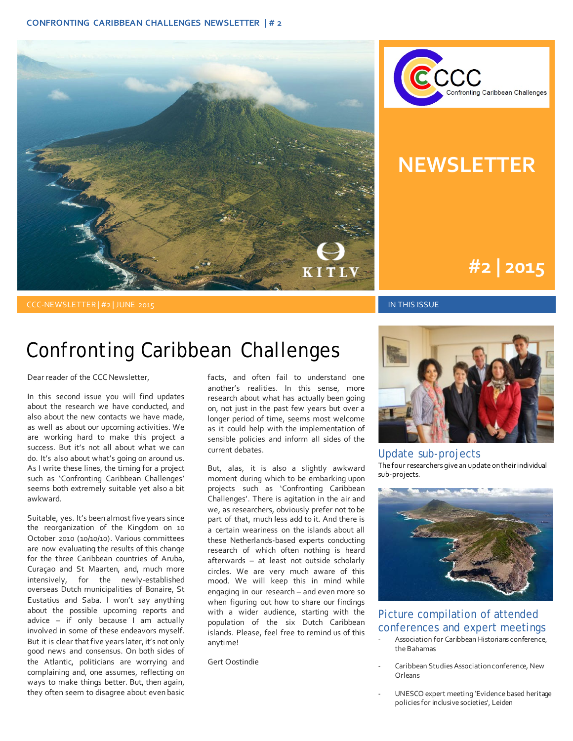CCC Confronting Caribbean Challenges

# NEWSLETTER

#2 | 2015

CCC-NEWSLETTER | #2 | JUNE 2015

# Confronting Caribbean Challenges

Dear reader of the CCC Newsletter,

In this second issue you will find updates about the research we have conducted, and also about the new contacts we have made, as well as about our upcoming activities. We are working hard to make this project a success. But it's not all about what we can do. It's also about what's going on around us. As I write these lines, the timing for a project such as 'Confronting Caribbean Challenges' seems both extremely suitable yet also a bit awkward.

Suitable, yes. It's been almost five years since the reorganization of the Kingdom on 10 October 2010 (10/10/10). Various committees are now evaluating the results of this change for the three Caribbean countries of Aruba, Curaçao and St Maarten, and, much more intensively, for the newly-established overseas Dutch municipalities of Bonaire, St Eustatius and Saba. I won't say anything about the possible upcoming reports and advice – if only because I am actually involved in some of these endeavors myself. But it is clear that five years later, it's not only good news and consensus. On both sides of the Atlantic, politicians are worrying and complaining and, one assumes, reflecting on ways to make things better. But, then again, they often seem to disagree about even basic facts, and often fail to understand one another's realities. In this sense, more research about what has actually been going on, not just in the past few years but over a longer period of time, seems most welcome as it could help with the implementation of sensible policies and inform all sides of the current debates.

But, alas, it is also a slightly awkward moment during which to be embarking upon projects such as 'Confronting Caribbean Challenges'. There is agitation in the air and we, as researchers, obviously prefer not to be part of that, much less add to it. And there is a certain weariness on the islands about all these Netherlands-based experts conducting research of which often nothing is heard afterwards – at least not outside scholarly circles. We are very much aware of this mood. We will keep this in mind while engaging in our research – and even more so when figuring out how to share our findings with a wider audience, starting with the population of the six Dutch Caribbean islands. Please, feel free to remind us of this anytime!

Gert Oostindie

IN THIS ISSUE

## Update sub-projects

The four researchers give an update on their individual sub-projects.

## Picture compilation of attended conferences and expert meetings

- Association for Caribbean Historians conference, the Bahamas
- Caribbean Studies Association conference, New Orleans
- UNESCO expert meeting 'Evidence based heritage policies for inclusive societies', Leiden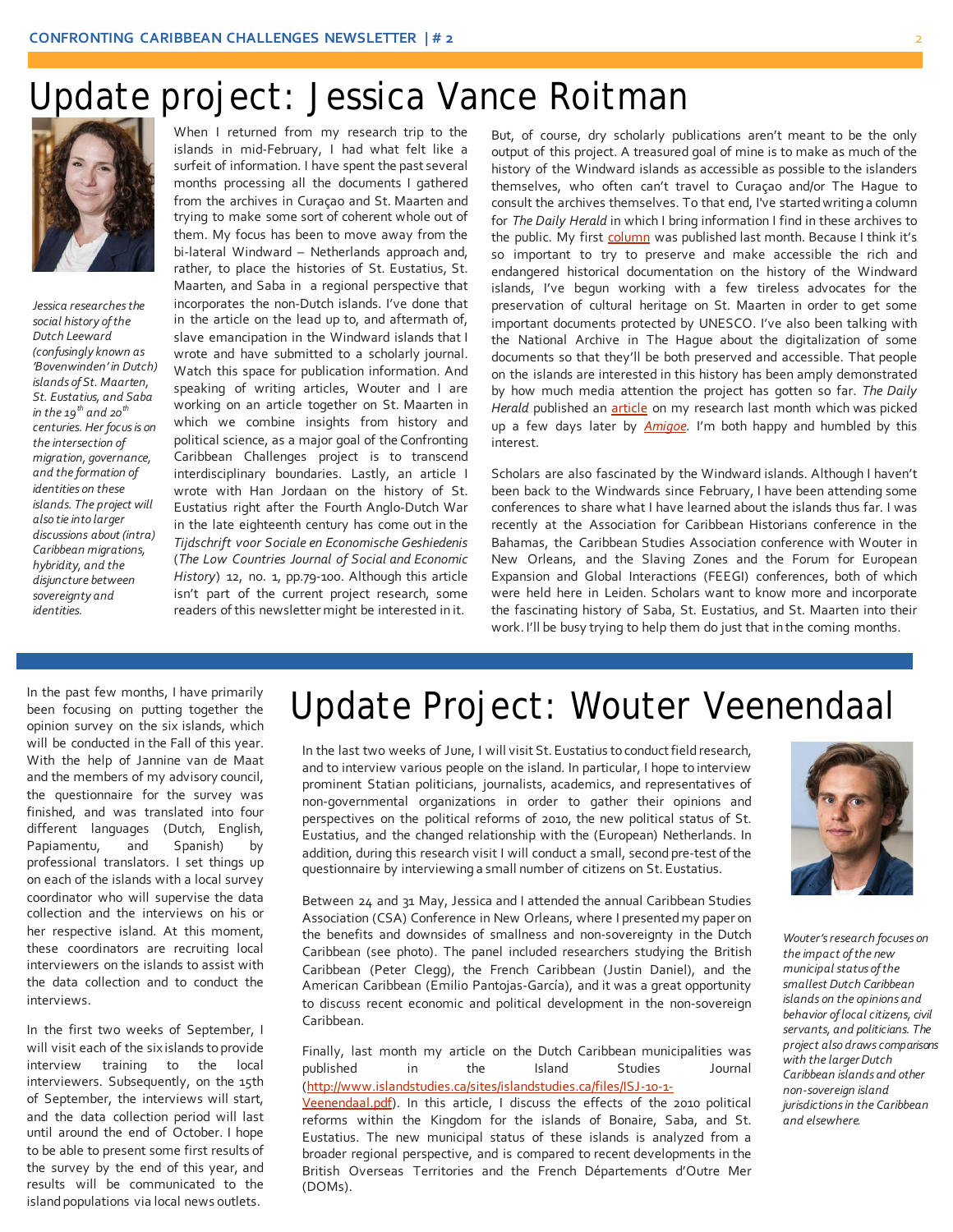# Update project: Jessica Vance Roitman

*Jessica researches the social history of the Dutch Leeward (confusingly known as 'Bovenwinden' in Dutch) islands of St. Maarten, St. Eustatius, and Saba in the 19th and 20th centuries. Her focus is on the intersection of migration, governance, and the formation of identities on these islands. The project will also tie into larger discussions about (intra) Caribbean migrations, hybridity, and the disjuncture between sovereignty and identities.*

When I returned from my research trip to the islands in mid-February, I had what felt like a surfeit of information. I have spent the past several months processing all the documents I gathered from the archives in Curaçao and St. Maarten and trying to make some sort of coherent whole out of them. My focus has been to move away from the bi-lateral Windward – Netherlands approach and, rather, to place the histories of St. Eustatius, St. Maarten, and Saba in a regional perspective that incorporates the non-Dutch islands. I've done that in the article on the lead up to, and aftermath of, slave emancipation in the Windward islands that I wrote and have submitted to a scholarly journal. Watch this space for publication information. And speaking of writing articles, Wouter and I are working on an article together on St. Maarten in which we combine insights from history and political science, as a major goal of the Confronting Caribbean Challenges project is to transcend interdisciplinary boundaries. Lastly, an article I wrote with Han Jordaan on the history of St. Eustatius right after the Fourth Anglo-Dutch War in the late eighteenth century has come out in the *Tijdschrift voor Sociale en Economische Geshiedenis* (*The Low Countries Journal of Social and Economic History*) 12, no. 1, pp.79-100. Although this article isn't part of the current project research, some readers of this newsletter might be interested in it.

But, of course, dry scholarly publications aren't meant to be the only output of this project. A treasured goal of mine is to make as much of the history of the Windward islands as accessible as possible to the islanders themselves, who often can't travel to Curaçao and/or The Hague to consult the archives themselves. To that end, I've started writing a column for *The Daily Herald* in which I bring information I find in these archives to the public. My first column was published last month. Because I think it's so important to try to preserve and make accessible the rich and endangered historical documentation on the history of the Windward islands, I've begun working with a few tireless advocates for the preservation of cultural heritage on St. Maarten in order to get some important documents protected by UNESCO. I've also been talking with the National Archive in The Hague about the digitalization of some documents so that they'll be both preserved and accessible. That people on the islands are interested in this history has been amply demonstrated by how much media attention the project has gotten so far. *The Daily Herald* published an article on my research last month which was picked up a few days later by *Amigoe*. I'm both happy and humbled by this interest.

Scholars are also fascinated by the Windward islands. Although I haven't been back to the Windwards since February, I have been attending some conferences to share what I have learned about the islands thus far. I was recently at the Association for Caribbean Historians conference in the Bahamas, the Caribbean Studies Association conference with Wouter in New Orleans, and the Slaving Zones and the Forum for European Expansion and Global Interactions (FEEGI) conferences, both of which were held here in Leiden. Scholars want to know more and incorporate the fascinating history of Saba, St. Eustatius, and St. Maarten into their work. I'll be busy trying to help them do just that in the coming months.

# Update Project: Wouter Veenendaal

*Wouter's research focuses on the impact of the new municipal status of the smallest Dutch Caribbean islands on the opinions and behavior of local citizens, civil servants, and politicians. The project also draws comparisons with the larger Dutch Caribbean islands and other non-sovereign island jurisdictions in the Caribbean and elsewhere.*

In the last two weeks of June, I will visit St. Eustatius to conduct field research, and to interview various people on the island. In particular, I hope to interview prominent Statian politicians, journalists, academics, and representatives of non-governmental organizations in order to gather their opinions and perspectives on the political reforms of 2010, the new political status of St. Eustatius, and the changed relationship with the (European) Netherlands. In addition, during this research visit I will conduct a small, second pre-test of the questionnaire by interviewing a small number of citizens on St. Eustatius.

Between 24 and 31 May, Jessica and I attended the annual Caribbean Studies Association (CSA) Conference in New Orleans, where I presented my paper on the benefits and downsides of smallness and non-sovereignty in the Dutch Caribbean (see photo). The panel included researchers studying the British Caribbean (Peter Clegg), the French Caribbean (Justin Daniel), and the American Caribbean (Emilio Pantojas-García), and it was a great opportunity to discuss recent economic and political development in the non-sovereign Caribbean.

Finally, last month my article on the Dutch Caribbean municipalities was published in the Island Studies Journal (http://www.islandstudies.ca/sites/islandstudies.ca/files/ISJ-10-1-Veenendaal.pdf). In this article, I discuss the effects of the 2010 political reforms within the Kingdom for the islands of Bonaire, Saba, and St. Eustatius. The new municipal status of these islands is analyzed from a broader regional perspective, and is compared to recent developments in the British Overseas Territories and the French Départements d'Outre Mer (DOMs).

In the past few months, I have primarily been focusing on putting together the opinion survey on the six islands, which will be conducted in the Fall of this year. With the help of Jannine van de Maat and the members of my advisory council, the questionnaire for the survey was finished, and was translated into four different languages (Dutch, English, Papiamentu, and Spanish) by professional translators. I set things up on each of the islands with a local survey coordinator who will supervise the data collection and the interviews on his or her respective island. At this moment, these coordinators are recruiting local interviewers on the islands to assist with the data collection and to conduct the interviews.

In the first two weeks of September, I will visit each of the six islands to provide interview training to the local interviewers. Subsequently, on the 15th of September, the interviews will start, and the data collection period will last until around the end of October. I hope to be able to present some first results of the survey by the end of this year, and results will be communicated to the island populations via local news outlets.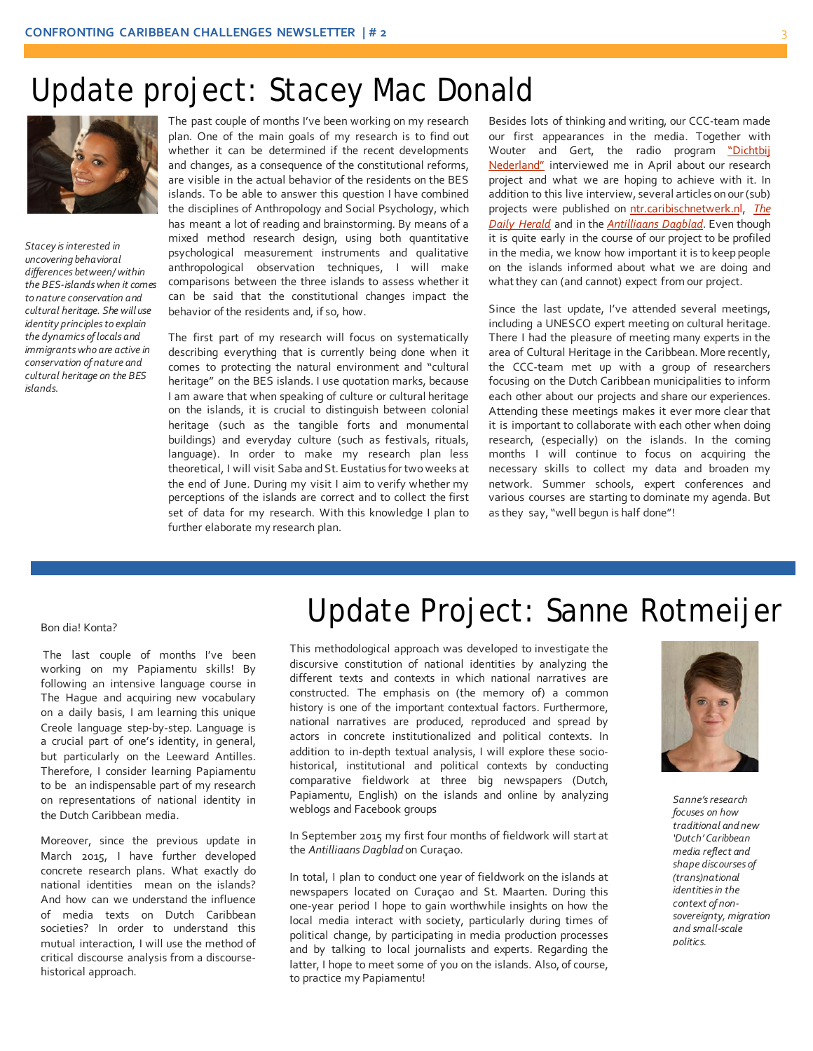# Update project: Stacey Mac Donald

*Stacey is interested in uncovering behavioral differences between/within the BES-islands when it comes to nature conservation and cultural heritage. She will use identity principles to explain the dynamics of locals and immigrants who are active in conservation of nature and cultural heritage on the BES islands.*

The past couple of months I've been working on my research plan. One of the main goals of my research is to find out whether it can be determined if the recent developments and changes, as a consequence of the constitutional reforms, are visible in the actual behavior of the residents on the BES islands. To be able to answer this question I have combined the disciplines of Anthropology and Social Psychology, which has meant a lot of reading and brainstorming. By means of a mixed method research design, using both quantitative psychological measurement instruments and qualitative anthropological observation techniques, I will make comparisons between the three islands to assess whether it can be said that the constitutional changes impact the behavior of the residents and, if so, how.

The first part of my research will focus on systematically describing everything that is currently being done when it comes to protecting the natural environment and "cultural heritage" on the BES islands. I use quotation marks, because I am aware that when speaking of culture or cultural heritage on the islands, it is crucial to distinguish between colonial heritage (such as the tangible forts and monumental buildings) and everyday culture (such as festivals, rituals, language). In order to make my research plan less theoretical, I will visit Saba and St. Eustatius for two weeks at the end of June. During my visit I aim to verify whether my perceptions of the islands are correct and to collect the first set of data for my research. With this knowledge I plan to further elaborate my research plan.

Besides lots of thinking and writing, our CCC-team made our first appearances in the media. Together with Wouter and Gert, the radio program "Dichtbij Nederland" interviewed me in April about our research project and what we are hoping to achieve with it. In addition to this live interview, several articles on our (sub) projects were published on ntr.caribischnetwerk.nl, *The Daily Herald* and in the *Antilliaans Dagblad*. Even though it is quite early in the course of our project to be profiled in the media, we know how important it is to keep people on the islands informed about what we are doing and what they can (and cannot) expect from our project.

Since the last update, I've attended several meetings, including a UNESCO expert meeting on cultural heritage. There I had the pleasure of meeting many experts in the area of Cultural Heritage in the Caribbean. More recently, the CCC-team met up with a group of researchers focusing on the Dutch Caribbean municipalities to inform each other about our projects and share our experiences. Attending these meetings makes it ever more clear that it is important to collaborate with each other when doing research, (especially) on the islands. In the coming months I will continue to focus on acquiring the necessary skills to collect my data and broaden my network. Summer schools, expert conferences and various courses are starting to dominate my agenda. But as they say, "well begun is half done"!

# Update Project: Sanne Rotmeijer

*Sanne's research focuses on how traditional and new 'Dutch' Caribbean media reflect and shape discourses of (trans)national identities in the context of non-sovereignty, migration and small-scale politics.*

Bon dia! Konta?

The last couple of months I've been working on my Papiamentu skills! By following an intensive language course in The Hague and acquiring new vocabulary on a daily basis, I am learning this unique Creole language step-by-step. Language is a crucial part of one's identity, in general, but particularly on the Leeward Antilles. Therefore, I consider learning Papiamentu to be an indispensable part of my research on representations of national identity in the Dutch Caribbean media.

Moreover, since the previous update in March 2015, I have further developed concrete research plans. What exactly do national identities mean on the islands? And how can we understand the influence of media texts on Dutch Caribbean societies? In order to understand this mutual interaction, I will use the method of critical discourse analysis from a discourse-historical approach.

This methodological approach was developed to investigate the discursive constitution of national identities by analyzing the different texts and contexts in which national narratives are constructed. The emphasis on (the memory of) a common history is one of the important contextual factors. Furthermore, national narratives are produced, reproduced and spread by actors in concrete institutionalized and political contexts. In addition to in-depth textual analysis, I will explore these socio-historical, institutional and political contexts by conducting comparative fieldwork at three big newspapers (Dutch, Papiamentu, English) on the islands and online by analyzing weblogs and Facebook groups

In September 2015 my first four months of fieldwork will start at the *Antilliaans Dagblad* on Curaçao.

In total, I plan to conduct one year of fieldwork on the islands at newspapers located on Curaçao and St. Maarten. During this one-year period I hope to gain worthwhile insights on how the local media interact with society, particularly during times of political change, by participating in media production processes and by talking to local journalists and experts. Regarding the latter, I hope to meet some of you on the islands. Also, of course, to practice my Papiamentu!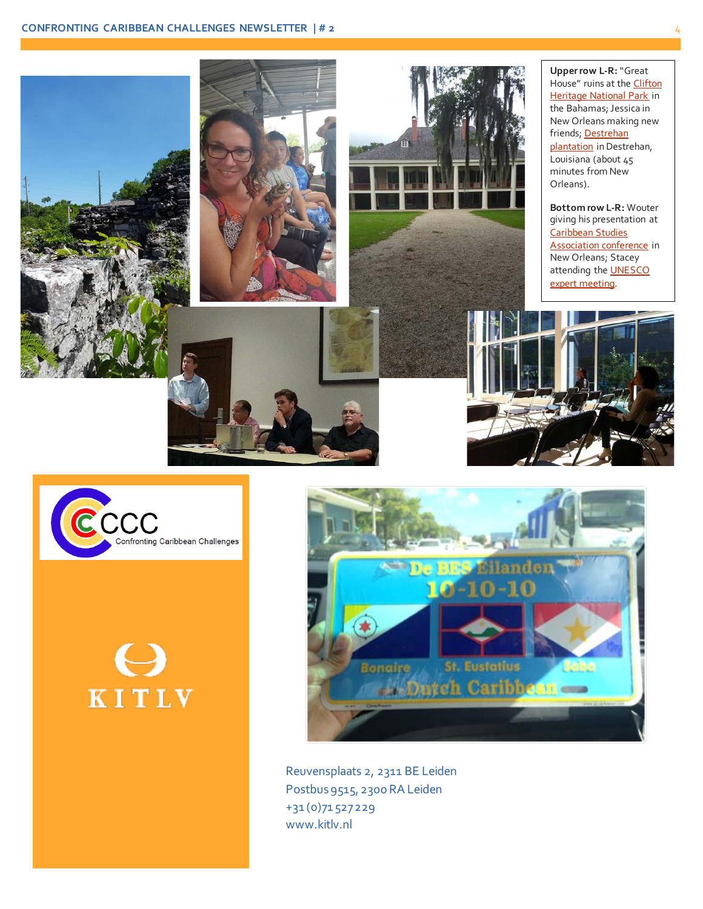**Upper row L-R:** "Great House" ruins at the Clifton Heritage National Park in the Bahamas; Jessica in New Orleans making new friends; Destrehan plantation in Destrehan, Louisiana (about 45 minutes from New Orleans).

**Bottom row L-R:** Wouter giving his presentation at Caribbean Studies Association conference in New Orleans; Stacey attending the UNESCO expert meeting.

CCC Confronting Caribbean Challenges

KITLV

Reuvensplaats 2, 2311 BE Leiden
Postbus 9515, 2300 RA Leiden
+31 (0)71 527 229
www.kitlv.nl